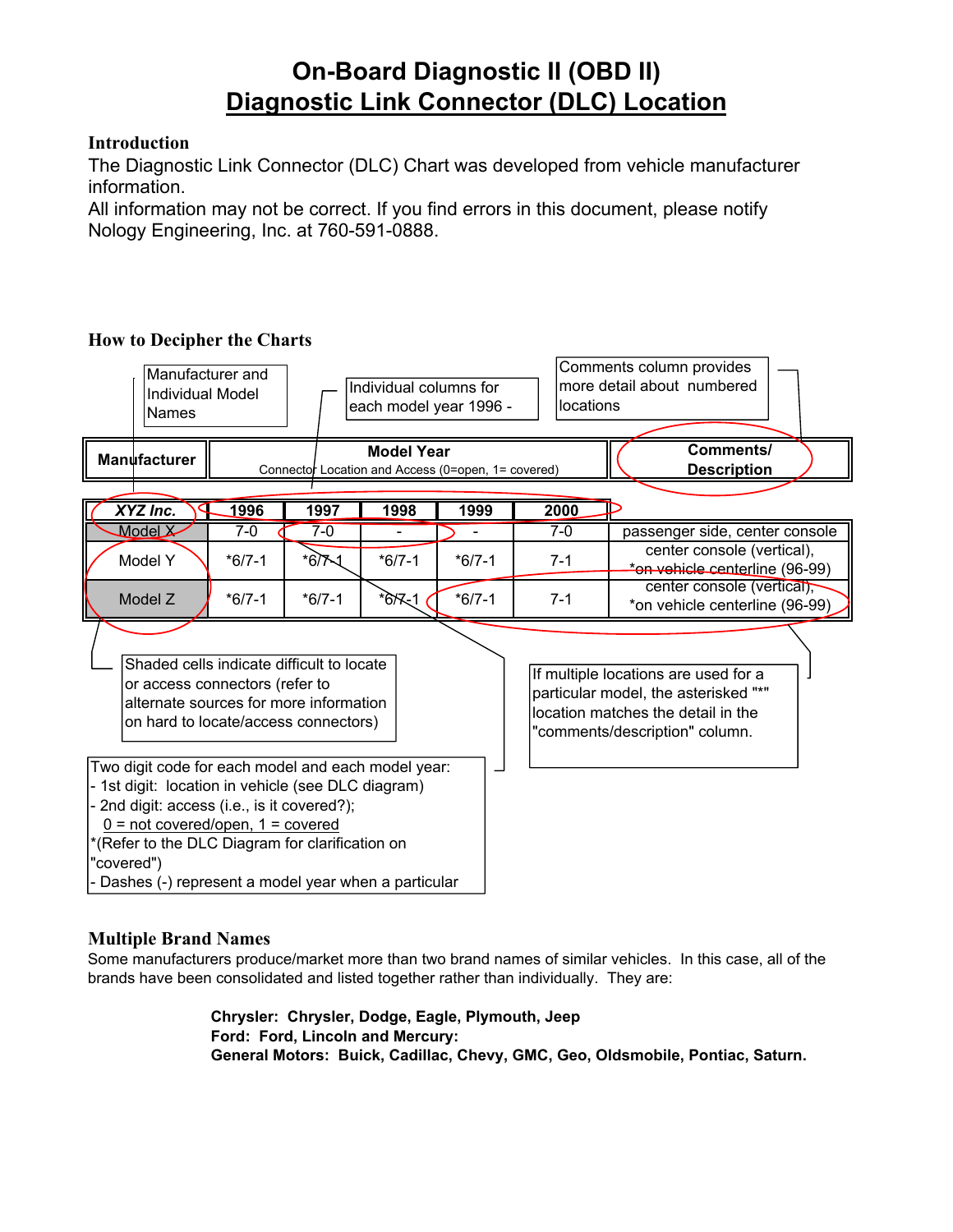# On-Board Diagnostic II (OBD II)
# Diagnostic Link Connector (DLC) Location

### Introduction

The Diagnostic Link Connector (DLC) Chart was developed from vehicle manufacturer information.
All information may not be correct. If you find errors in this document, please notify Nology Engineering, Inc. at 760-591-0888.

### How to Decipher the Charts

Manufacturer and Individual Model Names

Individual columns for each model year 1996 -

Comments column provides more detail about numbered locations

| Manufacturer | Model Year<br>Connector Location and Access (0=open, 1= covered) | | | | | Comments/<br>Description |
|---|---|---|---|---|---|---|
| *XYZ Inc.* | 1996 | 1997 | 1998 | 1999 | 2000 | |
| Model X | 7-0 | 7-0 | - | - | 7-0 | passenger side, center console |
| Model Y | *6/7-1 | *6/7-1 | *6/7-1 | *6/7-1 | 7-1 | center console (vertical), *on vehicle centerline (96-99) |
| Model Z | *6/7-1 | *6/7-1 | *6/7-1 | *6/7-1 | 7-1 | center console (vertical), *on vehicle centerline (96-99) |

Shaded cells indicate difficult to locate or access connectors (refer to alternate sources for more information on hard to locate/access connectors)

If multiple locations are used for a particular model, the asterisked "*" location matches the detail in the "comments/description" column.

Two digit code for each model and each model year:
- 1st digit: location in vehicle (see DLC diagram)
- 2nd digit: access (i.e., is it covered?);
  0 = not covered/open, 1 = covered
*(Refer to the DLC Diagram for clarification on "covered")
- Dashes (-) represent a model year when a particular

### Multiple Brand Names

Some manufacturers produce/market more than two brand names of similar vehicles. In this case, all of the brands have been consolidated and listed together rather than individually. They are:

**Chrysler: Chrysler, Dodge, Eagle, Plymouth, Jeep**
**Ford: Ford, Lincoln and Mercury:**
**General Motors: Buick, Cadillac, Chevy, GMC, Geo, Oldsmobile, Pontiac, Saturn.**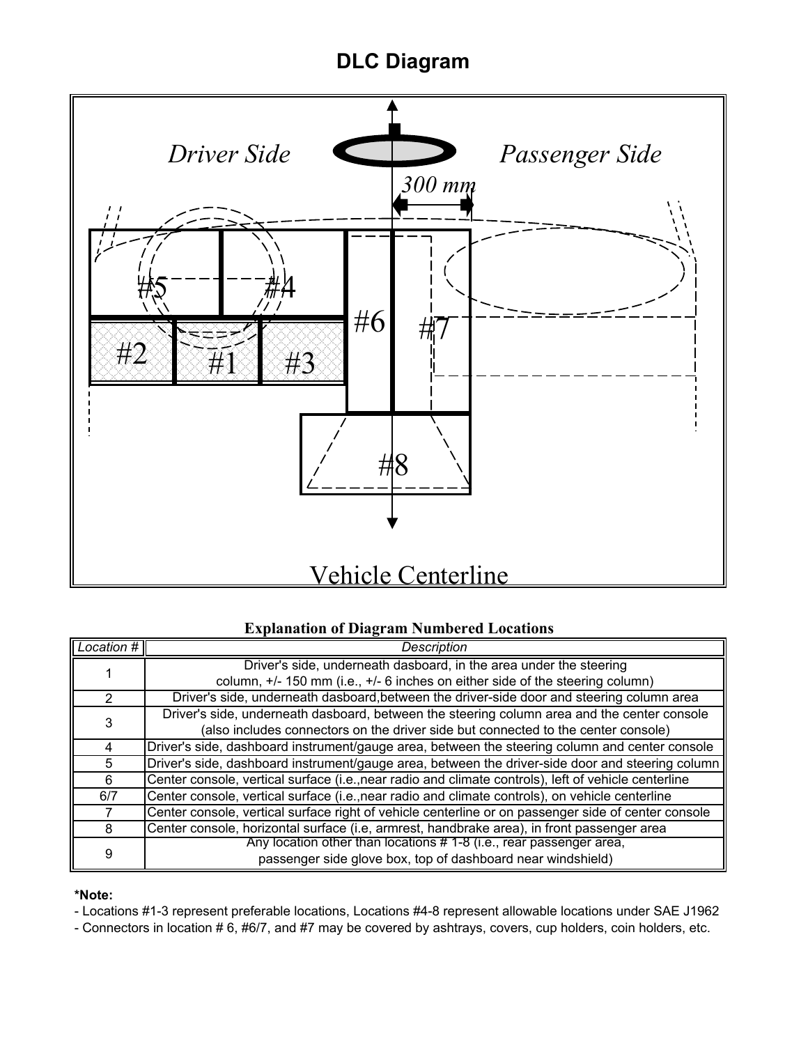# DLC Diagram

Driver Side

Passenger Side

300 mm

#5 #4 #2 #1 #3 #6 #7 #8

Vehicle Centerline

**Explanation of Diagram Numbered Locations**

| Location # | Description |
|---|---|
| 1 | Driver's side, underneath dasboard, in the area under the steering column, +/- 150 mm (i.e., +/- 6 inches on either side of the steering column) |
| 2 | Driver's side, underneath dasboard,between the driver-side door and steering column area |
| 3 | Driver's side, underneath dasboard, between the steering column area and the center console (also includes connectors on the driver side but connected to the center console) |
| 4 | Driver's side, dashboard instrument/gauge area, between the steering column and center console |
| 5 | Driver's side, dashboard instrument/gauge area, between the driver-side door and steering column |
| 6 | Center console, vertical surface (i.e.,near radio and climate controls), left of vehicle centerline |
| 6/7 | Center console, vertical surface (i.e.,near radio and climate controls), on vehicle centerline |
| 7 | Center console, vertical surface right of vehicle centerline or on passenger side of center console |
| 8 | Center console, horizontal surface (i.e, armrest, handbrake area), in front passenger area |
| 9 | Any location other than locations # 1-8 (i.e., rear passenger area, passenger side glove box, top of dashboard near windshield) |

**\*Note:**

- Locations #1-3 represent preferable locations, Locations #4-8 represent allowable locations under SAE J1962
- Connectors in location # 6, #6/7, and #7 may be covered by ashtrays, covers, cup holders, coin holders, etc.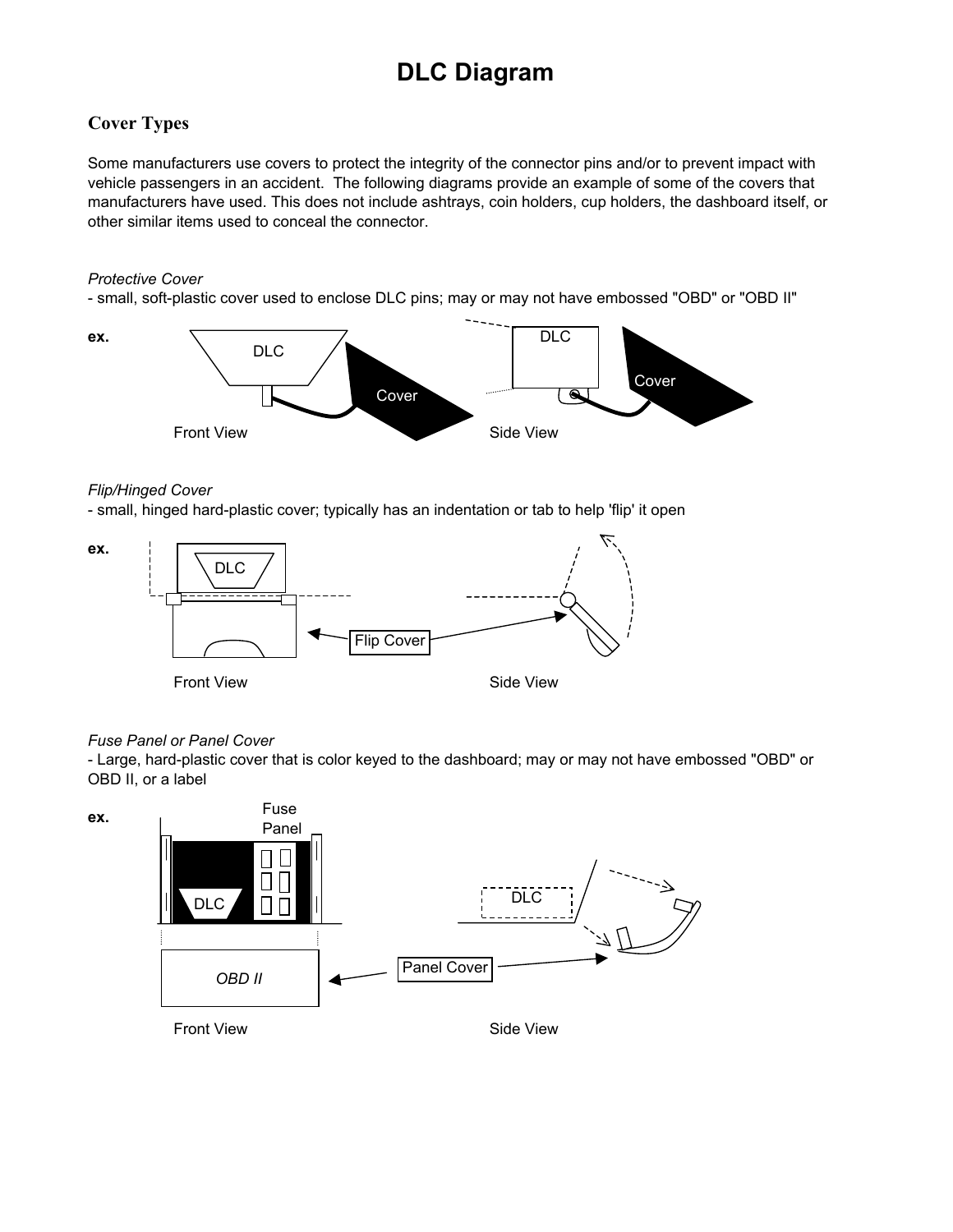# DLC Diagram

## Cover Types

Some manufacturers use covers to protect the integrity of the connector pins and/or to prevent impact with vehicle passengers in an accident. The following diagrams provide an example of some of the covers that manufacturers have used. This does not include ashtrays, coin holders, cup holders, the dashboard itself, or other similar items used to conceal the connector.

*Protective Cover*
- small, soft-plastic cover used to enclose DLC pins; may or may not have embossed "OBD" or "OBD II"

**ex.**

DLC — Cover — Front View

DLC — Cover — Side View

*Flip/Hinged Cover*
- small, hinged hard-plastic cover; typically has an indentation or tab to help 'flip' it open

**ex.**

DLC — Flip Cover — Front View — Side View

*Fuse Panel or Panel Cover*
- Large, hard-plastic cover that is color keyed to the dashboard; may or may not have embossed "OBD" or OBD II, or a label

**ex.**

Fuse Panel — DLC — OBD II — Panel Cover — Front View — Side View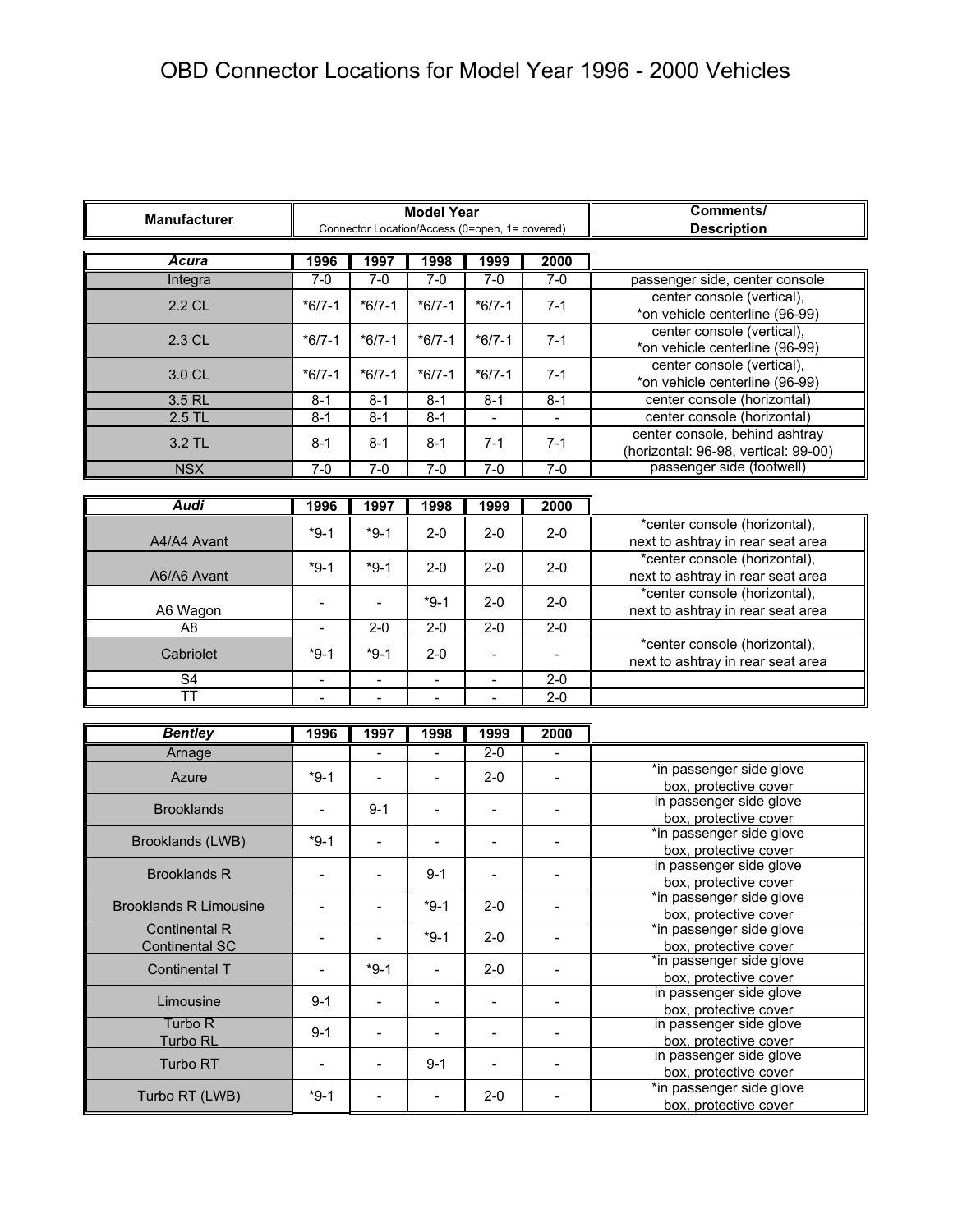# OBD Connector Locations for Model Year 1996 - 2000 Vehicles

| Manufacturer | Model Year<br>Connector Location/Access (0=open, 1= covered) | | | | | Comments/<br>Description |
|---|---|---|---|---|---|---|
| ***Acura*** | **1996** | **1997** | **1998** | **1999** | **2000** | |
| Integra | 7-0 | 7-0 | 7-0 | 7-0 | 7-0 | passenger side, center console |
| 2.2 CL | *6/7-1 | *6/7-1 | *6/7-1 | *6/7-1 | 7-1 | center console (vertical), *on vehicle centerline (96-99) |
| 2.3 CL | *6/7-1 | *6/7-1 | *6/7-1 | *6/7-1 | 7-1 | center console (vertical), *on vehicle centerline (96-99) |
| 3.0 CL | *6/7-1 | *6/7-1 | *6/7-1 | *6/7-1 | 7-1 | center console (vertical), *on vehicle centerline (96-99) |
| 3.5 RL | 8-1 | 8-1 | 8-1 | 8-1 | 8-1 | center console (horizontal) |
| 2.5 TL | 8-1 | 8-1 | 8-1 | - | - | center console (horizontal) |
| 3.2 TL | 8-1 | 8-1 | 8-1 | 7-1 | 7-1 | center console, behind ashtray (horizontal: 96-98, vertical: 99-00) |
| NSX | 7-0 | 7-0 | 7-0 | 7-0 | 7-0 | passenger side (footwell) |

| ***Audi*** | **1996** | **1997** | **1998** | **1999** | **2000** | |
|---|---|---|---|---|---|---|
| A4/A4 Avant | *9-1 | *9-1 | 2-0 | 2-0 | 2-0 | *center console (horizontal), next to ashtray in rear seat area |
| A6/A6 Avant | *9-1 | *9-1 | 2-0 | 2-0 | 2-0 | *center console (horizontal), next to ashtray in rear seat area |
| A6 Wagon | - | - | *9-1 | 2-0 | 2-0 | *center console (horizontal), next to ashtray in rear seat area |
| A8 | - | 2-0 | 2-0 | 2-0 | 2-0 | |
| Cabriolet | *9-1 | *9-1 | 2-0 | - | - | *center console (horizontal), next to ashtray in rear seat area |
| S4 | - | - | - | - | 2-0 | |
| TT | - | - | - | - | 2-0 | |

| ***Bentley*** | **1996** | **1997** | **1998** | **1999** | **2000** | |
|---|---|---|---|---|---|---|
| Arnage | | - | - | 2-0 | - | |
| Azure | *9-1 | - | - | 2-0 | - | *in passenger side glove box, protective cover |
| Brooklands | - | 9-1 | - | - | - | in passenger side glove box, protective cover |
| Brooklands (LWB) | *9-1 | - | - | - | - | *in passenger side glove box, protective cover |
| Brooklands R | - | - | 9-1 | - | - | in passenger side glove box, protective cover |
| Brooklands R Limousine | - | - | *9-1 | 2-0 | - | *in passenger side glove box, protective cover |
| Continental R<br>Continental SC | - | - | *9-1 | 2-0 | - | *in passenger side glove box, protective cover |
| Continental T | - | *9-1 | - | 2-0 | - | *in passenger side glove box, protective cover |
| Limousine | 9-1 | - | - | - | - | in passenger side glove box, protective cover |
| Turbo R<br>Turbo RL | 9-1 | - | - | - | - | in passenger side glove box, protective cover |
| Turbo RT | - | - | 9-1 | - | - | in passenger side glove box, protective cover |
| Turbo RT (LWB) | *9-1 | - | - | 2-0 | - | *in passenger side glove box, protective cover |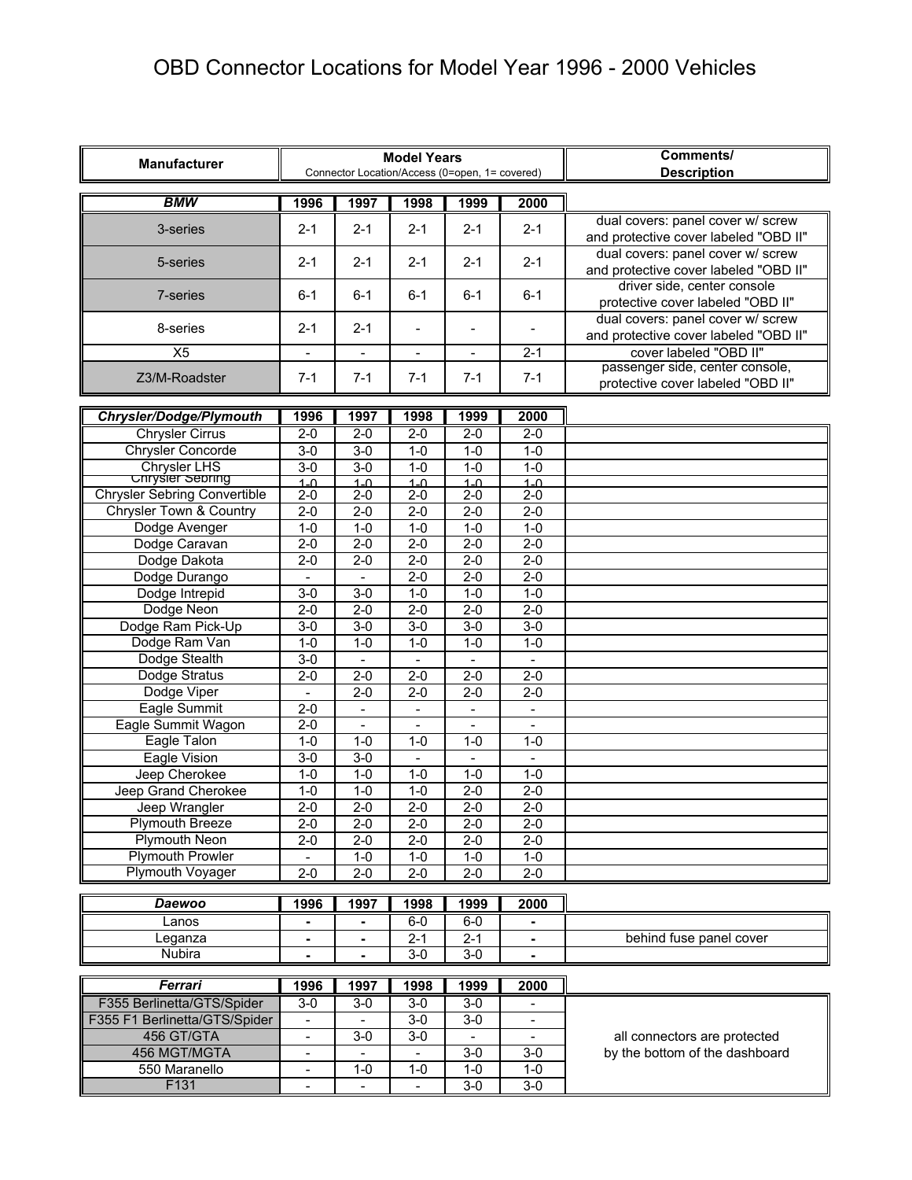# OBD Connector Locations for Model Year 1996 - 2000 Vehicles

| Manufacturer | Model Years<br>Connector Location/Access (0=open, 1= covered) | | | | | Comments/<br>Description |
|---|---|---|---|---|---|---|
| ***BMW*** | **1996** | **1997** | **1998** | **1999** | **2000** | |
| 3-series | 2-1 | 2-1 | 2-1 | 2-1 | 2-1 | dual covers: panel cover w/ screw and protective cover labeled "OBD II" |
| 5-series | 2-1 | 2-1 | 2-1 | 2-1 | 2-1 | dual covers: panel cover w/ screw and protective cover labeled "OBD II" |
| 7-series | 6-1 | 6-1 | 6-1 | 6-1 | 6-1 | driver side, center console protective cover labeled "OBD II" |
| 8-series | 2-1 | 2-1 | - | - | - | dual covers: panel cover w/ screw and protective cover labeled "OBD II" |
| X5 | - | - | - | - | 2-1 | cover labeled "OBD II" |
| Z3/M-Roadster | 7-1 | 7-1 | 7-1 | 7-1 | 7-1 | passenger side, center console, protective cover labeled "OBD II" |

| ***Chrysler/Dodge/Plymouth*** | **1996** | **1997** | **1998** | **1999** | **2000** | |
|---|---|---|---|---|---|---|
| Chrysler Cirrus | 2-0 | 2-0 | 2-0 | 2-0 | 2-0 | |
| Chrysler Concorde | 3-0 | 3-0 | 1-0 | 1-0 | 1-0 | |
| Chrysler LHS | 3-0 | 3-0 | 1-0 | 1-0 | 1-0 | |
| Chrysler Sebring | 1-0 | 1-0 | 1-0 | 1-0 | 1-0 | |
| Chrysler Sebring Convertible | 2-0 | 2-0 | 2-0 | 2-0 | 2-0 | |
| Chrysler Town & Country | 2-0 | 2-0 | 2-0 | 2-0 | 2-0 | |
| Dodge Avenger | 1-0 | 1-0 | 1-0 | 1-0 | 1-0 | |
| Dodge Caravan | 2-0 | 2-0 | 2-0 | 2-0 | 2-0 | |
| Dodge Dakota | 2-0 | 2-0 | 2-0 | 2-0 | 2-0 | |
| Dodge Durango | - | - | 2-0 | 2-0 | 2-0 | |
| Dodge Intrepid | 3-0 | 3-0 | 1-0 | 1-0 | 1-0 | |
| Dodge Neon | 2-0 | 2-0 | 2-0 | 2-0 | 2-0 | |
| Dodge Ram Pick-Up | 3-0 | 3-0 | 3-0 | 3-0 | 3-0 | |
| Dodge Ram Van | 1-0 | 1-0 | 1-0 | 1-0 | 1-0 | |
| Dodge Stealth | 3-0 | - | - | - | - | |
| Dodge Stratus | 2-0 | 2-0 | 2-0 | 2-0 | 2-0 | |
| Dodge Viper | - | 2-0 | 2-0 | 2-0 | 2-0 | |
| Eagle Summit | 2-0 | - | - | - | - | |
| Eagle Summit Wagon | 2-0 | - | - | - | - | |
| Eagle Talon | 1-0 | 1-0 | 1-0 | 1-0 | 1-0 | |
| Eagle Vision | 3-0 | 3-0 | - | - | - | |
| Jeep Cherokee | 1-0 | 1-0 | 1-0 | 1-0 | 1-0 | |
| Jeep Grand Cherokee | 1-0 | 1-0 | 1-0 | 2-0 | 2-0 | |
| Jeep Wrangler | 2-0 | 2-0 | 2-0 | 2-0 | 2-0 | |
| Plymouth Breeze | 2-0 | 2-0 | 2-0 | 2-0 | 2-0 | |
| Plymouth Neon | 2-0 | 2-0 | 2-0 | 2-0 | 2-0 | |
| Plymouth Prowler | - | 1-0 | 1-0 | 1-0 | 1-0 | |
| Plymouth Voyager | 2-0 | 2-0 | 2-0 | 2-0 | 2-0 | |

| ***Daewoo*** | **1996** | **1997** | **1998** | **1999** | **2000** | |
|---|---|---|---|---|---|---|
| Lanos | - | - | 6-0 | 6-0 | - | |
| Leganza | - | - | 2-1 | 2-1 | - | behind fuse panel cover |
| Nubira | - | - | 3-0 | 3-0 | - | |

| ***Ferrari*** | **1996** | **1997** | **1998** | **1999** | **2000** | |
|---|---|---|---|---|---|---|
| F355 Berlinetta/GTS/Spider | 3-0 | 3-0 | 3-0 | 3-0 | - | all connectors are protected by the bottom of the dashboard |
| F355 F1 Berlinetta/GTS/Spider | - | - | 3-0 | 3-0 | - | |
| 456 GT/GTA | - | 3-0 | 3-0 | - | - | |
| 456 MGT/MGTA | - | - | - | 3-0 | 3-0 | |
| 550 Maranello | - | 1-0 | 1-0 | 1-0 | 1-0 | |
| F131 | - | - | - | 3-0 | 3-0 | |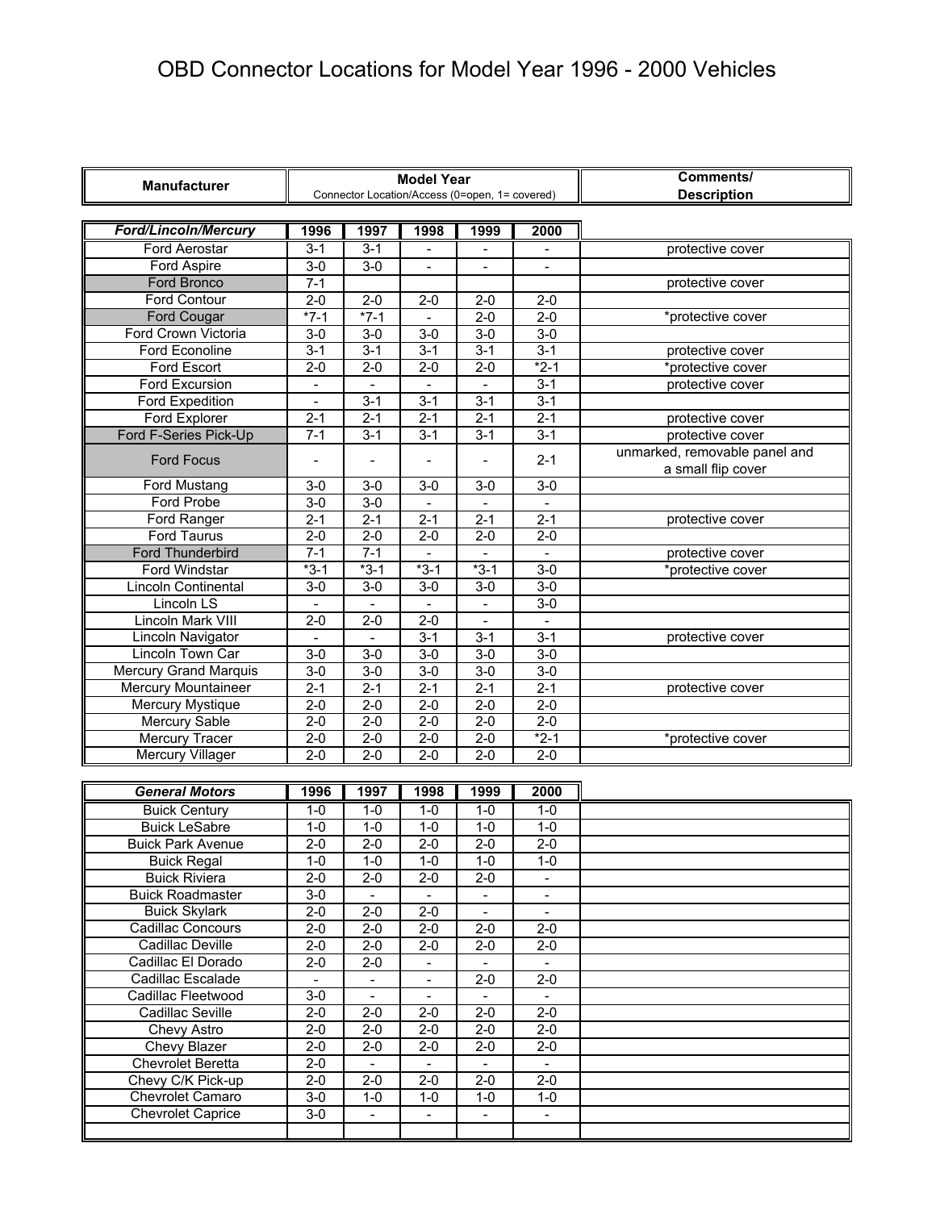# OBD Connector Locations for Model Year 1996 - 2000 Vehicles

| Manufacturer | Model Year<br>Connector Location/Access (0=open, 1= covered) | | | | | Comments/<br>Description |
|---|---|---|---|---|---|---|
| ***Ford/Lincoln/Mercury*** | **1996** | **1997** | **1998** | **1999** | **2000** | |
| Ford Aerostar | 3-1 | 3-1 | - | - | - | protective cover |
| Ford Aspire | 3-0 | 3-0 | - | - | - | |
| Ford Bronco | 7-1 | | | | | protective cover |
| Ford Contour | 2-0 | 2-0 | 2-0 | 2-0 | 2-0 | |
| Ford Cougar | *7-1 | *7-1 | - | 2-0 | 2-0 | *protective cover |
| Ford Crown Victoria | 3-0 | 3-0 | 3-0 | 3-0 | 3-0 | |
| Ford Econoline | 3-1 | 3-1 | 3-1 | 3-1 | 3-1 | protective cover |
| Ford Escort | 2-0 | 2-0 | 2-0 | 2-0 | *2-1 | *protective cover |
| Ford Excursion | - | - | - | - | 3-1 | protective cover |
| Ford Expedition | - | 3-1 | 3-1 | 3-1 | 3-1 | |
| Ford Explorer | 2-1 | 2-1 | 2-1 | 2-1 | 2-1 | protective cover |
| Ford F-Series Pick-Up | 7-1 | 3-1 | 3-1 | 3-1 | 3-1 | protective cover |
| Ford Focus | - | - | - | - | 2-1 | unmarked, removable panel and a small flip cover |
| Ford Mustang | 3-0 | 3-0 | 3-0 | 3-0 | 3-0 | |
| Ford Probe | 3-0 | 3-0 | - | - | - | |
| Ford Ranger | 2-1 | 2-1 | 2-1 | 2-1 | 2-1 | protective cover |
| Ford Taurus | 2-0 | 2-0 | 2-0 | 2-0 | 2-0 | |
| Ford Thunderbird | 7-1 | 7-1 | - | - | - | protective cover |
| Ford Windstar | *3-1 | *3-1 | *3-1 | *3-1 | 3-0 | *protective cover |
| Lincoln Continental | 3-0 | 3-0 | 3-0 | 3-0 | 3-0 | |
| Lincoln LS | - | - | - | - | 3-0 | |
| Lincoln Mark VIII | 2-0 | 2-0 | 2-0 | - | - | |
| Lincoln Navigator | - | - | 3-1 | 3-1 | 3-1 | protective cover |
| Lincoln Town Car | 3-0 | 3-0 | 3-0 | 3-0 | 3-0 | |
| Mercury Grand Marquis | 3-0 | 3-0 | 3-0 | 3-0 | 3-0 | |
| Mercury Mountaineer | 2-1 | 2-1 | 2-1 | 2-1 | 2-1 | protective cover |
| Mercury Mystique | 2-0 | 2-0 | 2-0 | 2-0 | 2-0 | |
| Mercury Sable | 2-0 | 2-0 | 2-0 | 2-0 | 2-0 | |
| Mercury Tracer | 2-0 | 2-0 | 2-0 | 2-0 | *2-1 | *protective cover |
| Mercury Villager | 2-0 | 2-0 | 2-0 | 2-0 | 2-0 | |
| ***General Motors*** | **1996** | **1997** | **1998** | **1999** | **2000** | |
| Buick Century | 1-0 | 1-0 | 1-0 | 1-0 | 1-0 | |
| Buick LeSabre | 1-0 | 1-0 | 1-0 | 1-0 | 1-0 | |
| Buick Park Avenue | 2-0 | 2-0 | 2-0 | 2-0 | 2-0 | |
| Buick Regal | 1-0 | 1-0 | 1-0 | 1-0 | 1-0 | |
| Buick Riviera | 2-0 | 2-0 | 2-0 | 2-0 | - | |
| Buick Roadmaster | 3-0 | - | - | - | - | |
| Buick Skylark | 2-0 | 2-0 | 2-0 | - | - | |
| Cadillac Concours | 2-0 | 2-0 | 2-0 | 2-0 | 2-0 | |
| Cadillac Deville | 2-0 | 2-0 | 2-0 | 2-0 | 2-0 | |
| Cadillac El Dorado | 2-0 | 2-0 | - | - | - | |
| Cadillac Escalade | - | - | - | 2-0 | 2-0 | |
| Cadillac Fleetwood | 3-0 | - | - | - | - | |
| Cadillac Seville | 2-0 | 2-0 | 2-0 | 2-0 | 2-0 | |
| Chevy Astro | 2-0 | 2-0 | 2-0 | 2-0 | 2-0 | |
| Chevy Blazer | 2-0 | 2-0 | 2-0 | 2-0 | 2-0 | |
| Chevrolet Beretta | 2-0 | - | - | - | - | |
| Chevy C/K Pick-up | 2-0 | 2-0 | 2-0 | 2-0 | 2-0 | |
| Chevrolet Camaro | 3-0 | 1-0 | 1-0 | 1-0 | 1-0 | |
| Chevrolet Caprice | 3-0 | - | - | - | - | |
| | | | | | | |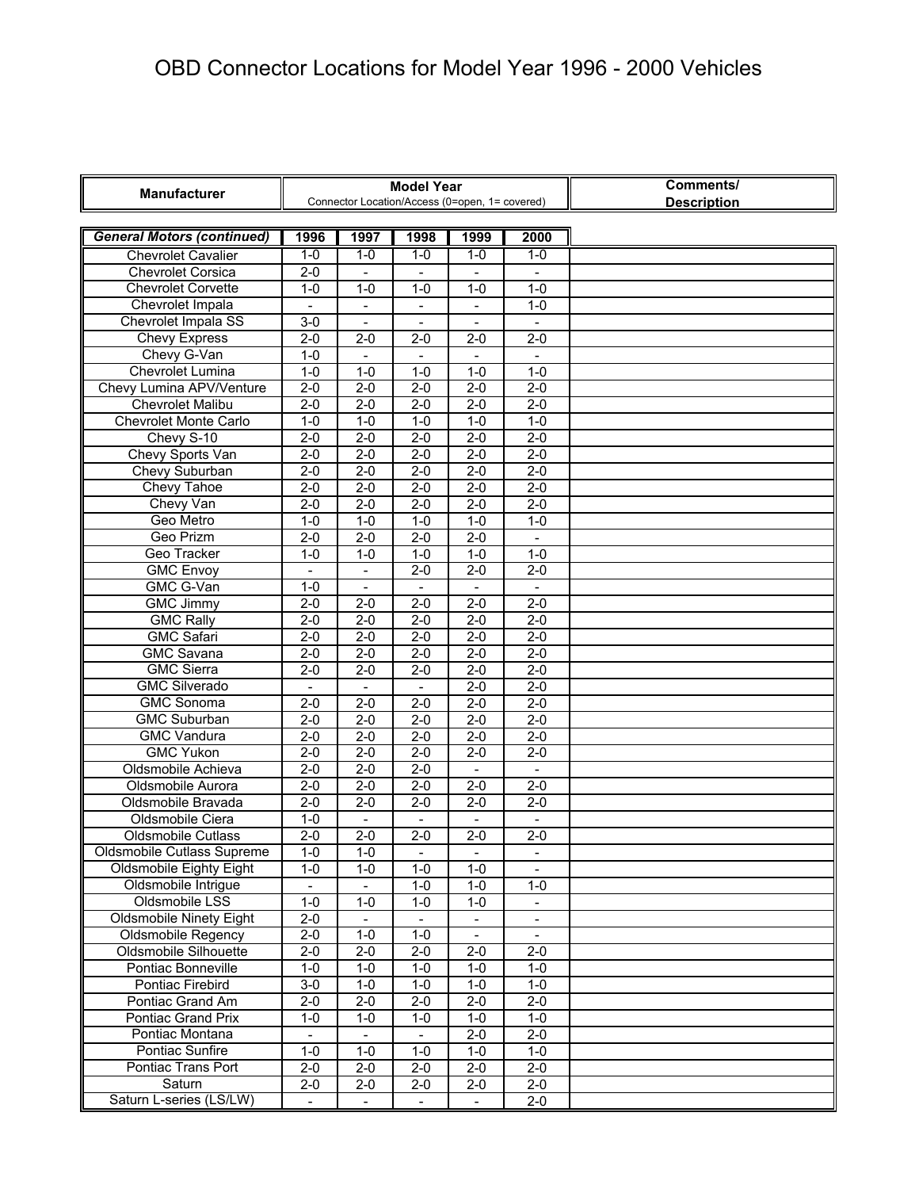# OBD Connector Locations for Model Year 1996 - 2000 Vehicles

| Manufacturer | Model Year<br>Connector Location/Access (0=open, 1= covered) | | | | | Comments/<br>Description |
|---|---|---|---|---|---|---|
| ***General Motors (continued)*** | **1996** | **1997** | **1998** | **1999** | **2000** | |
| Chevrolet Cavalier | 1-0 | 1-0 | 1-0 | 1-0 | 1-0 | |
| Chevrolet Corsica | 2-0 | - | - | - | - | |
| Chevrolet Corvette | 1-0 | 1-0 | 1-0 | 1-0 | 1-0 | |
| Chevrolet Impala | - | - | - | - | 1-0 | |
| Chevrolet Impala SS | 3-0 | - | - | - | - | |
| Chevy Express | 2-0 | 2-0 | 2-0 | 2-0 | 2-0 | |
| Chevy G-Van | 1-0 | - | - | - | - | |
| Chevrolet Lumina | 1-0 | 1-0 | 1-0 | 1-0 | 1-0 | |
| Chevy Lumina APV/Venture | 2-0 | 2-0 | 2-0 | 2-0 | 2-0 | |
| Chevrolet Malibu | 2-0 | 2-0 | 2-0 | 2-0 | 2-0 | |
| Chevrolet Monte Carlo | 1-0 | 1-0 | 1-0 | 1-0 | 1-0 | |
| Chevy S-10 | 2-0 | 2-0 | 2-0 | 2-0 | 2-0 | |
| Chevy Sports Van | 2-0 | 2-0 | 2-0 | 2-0 | 2-0 | |
| Chevy Suburban | 2-0 | 2-0 | 2-0 | 2-0 | 2-0 | |
| Chevy Tahoe | 2-0 | 2-0 | 2-0 | 2-0 | 2-0 | |
| Chevy Van | 2-0 | 2-0 | 2-0 | 2-0 | 2-0 | |
| Geo Metro | 1-0 | 1-0 | 1-0 | 1-0 | 1-0 | |
| Geo Prizm | 2-0 | 2-0 | 2-0 | 2-0 | - | |
| Geo Tracker | 1-0 | 1-0 | 1-0 | 1-0 | 1-0 | |
| GMC Envoy | - | - | 2-0 | 2-0 | 2-0 | |
| GMC G-Van | 1-0 | - | - | - | - | |
| GMC Jimmy | 2-0 | 2-0 | 2-0 | 2-0 | 2-0 | |
| GMC Rally | 2-0 | 2-0 | 2-0 | 2-0 | 2-0 | |
| GMC Safari | 2-0 | 2-0 | 2-0 | 2-0 | 2-0 | |
| GMC Savana | 2-0 | 2-0 | 2-0 | 2-0 | 2-0 | |
| GMC Sierra | 2-0 | 2-0 | 2-0 | 2-0 | 2-0 | |
| GMC Silverado | - | - | - | 2-0 | 2-0 | |
| GMC Sonoma | 2-0 | 2-0 | 2-0 | 2-0 | 2-0 | |
| GMC Suburban | 2-0 | 2-0 | 2-0 | 2-0 | 2-0 | |
| GMC Vandura | 2-0 | 2-0 | 2-0 | 2-0 | 2-0 | |
| GMC Yukon | 2-0 | 2-0 | 2-0 | 2-0 | 2-0 | |
| Oldsmobile Achieva | 2-0 | 2-0 | 2-0 | - | - | |
| Oldsmobile Aurora | 2-0 | 2-0 | 2-0 | 2-0 | 2-0 | |
| Oldsmobile Bravada | 2-0 | 2-0 | 2-0 | 2-0 | 2-0 | |
| Oldsmobile Ciera | 1-0 | - | - | - | - | |
| Oldsmobile Cutlass | 2-0 | 2-0 | 2-0 | 2-0 | 2-0 | |
| Oldsmobile Cutlass Supreme | 1-0 | 1-0 | - | - | - | |
| Oldsmobile Eighty Eight | 1-0 | 1-0 | 1-0 | 1-0 | - | |
| Oldsmobile Intrigue | - | - | 1-0 | 1-0 | 1-0 | |
| Oldsmobile LSS | 1-0 | 1-0 | 1-0 | 1-0 | - | |
| Oldsmobile Ninety Eight | 2-0 | - | - | - | - | |
| Oldsmobile Regency | 2-0 | 1-0 | 1-0 | - | - | |
| Oldsmobile Silhouette | 2-0 | 2-0 | 2-0 | 2-0 | 2-0 | |
| Pontiac Bonneville | 1-0 | 1-0 | 1-0 | 1-0 | 1-0 | |
| Pontiac Firebird | 3-0 | 1-0 | 1-0 | 1-0 | 1-0 | |
| Pontiac Grand Am | 2-0 | 2-0 | 2-0 | 2-0 | 2-0 | |
| Pontiac Grand Prix | 1-0 | 1-0 | 1-0 | 1-0 | 1-0 | |
| Pontiac Montana | - | - | - | 2-0 | 2-0 | |
| Pontiac Sunfire | 1-0 | 1-0 | 1-0 | 1-0 | 1-0 | |
| Pontiac Trans Port | 2-0 | 2-0 | 2-0 | 2-0 | 2-0 | |
| Saturn | 2-0 | 2-0 | 2-0 | 2-0 | 2-0 | |
| Saturn L-series (LS/LW) | - | - | - | - | 2-0 | |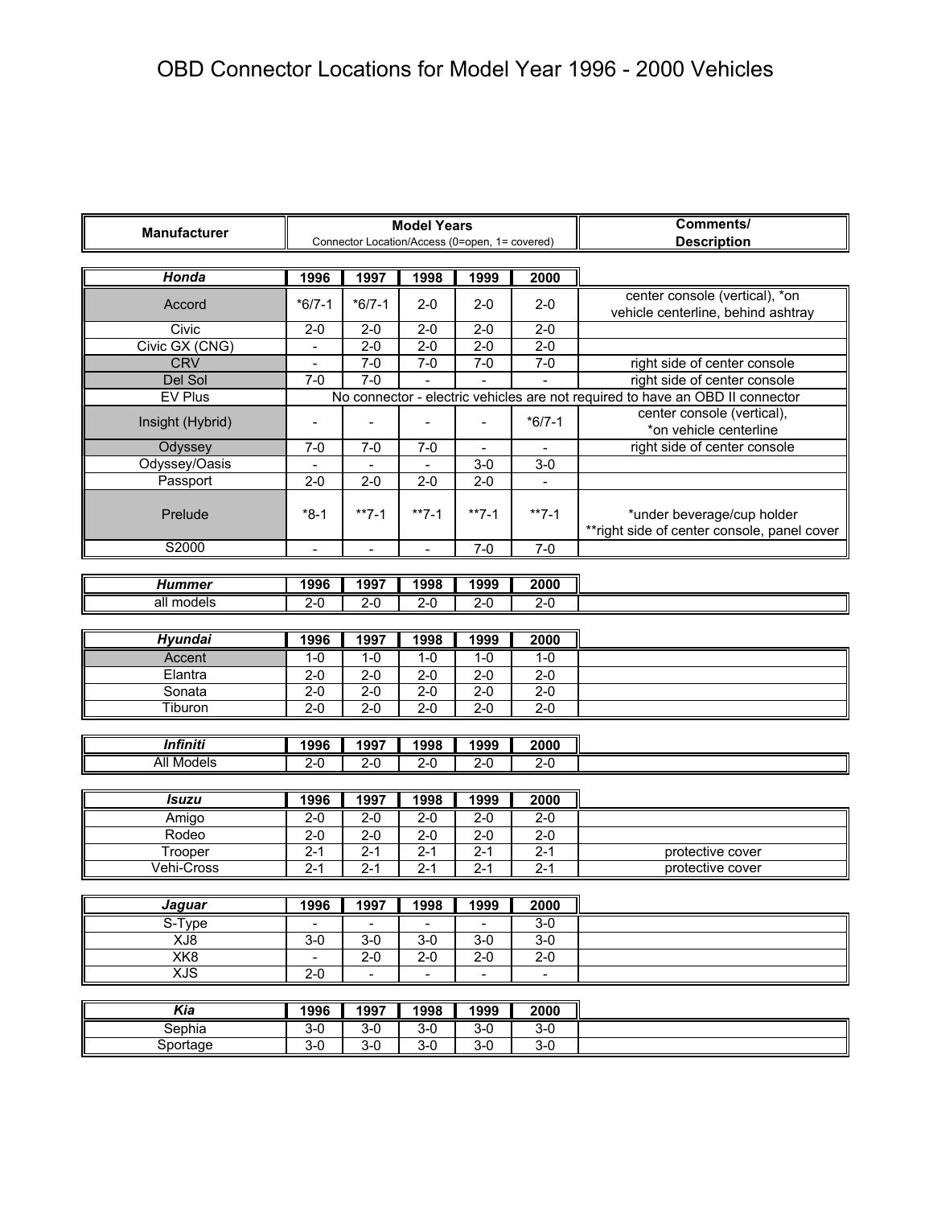# OBD Connector Locations for Model Year 1996 - 2000 Vehicles

| Manufacturer | Model Years<br>Connector Location/Access (0=open, 1= covered) | | | | | Comments/<br>Description |
|---|---|---|---|---|---|---|
| ***Honda*** | **1996** | **1997** | **1998** | **1999** | **2000** | |
| Accord | *6/7-1 | *6/7-1 | 2-0 | 2-0 | 2-0 | center console (vertical), *on vehicle centerline, behind ashtray |
| Civic | 2-0 | 2-0 | 2-0 | 2-0 | 2-0 | |
| Civic GX (CNG) | - | 2-0 | 2-0 | 2-0 | 2-0 | |
| CRV | - | 7-0 | 7-0 | 7-0 | 7-0 | right side of center console |
| Del Sol | 7-0 | 7-0 | - | - | - | right side of center console |
| EV Plus | No connector - electric vehicles are not required to have an OBD II connector | | | | | |
| Insight (Hybrid) | - | - | - | - | *6/7-1 | center console (vertical), *on vehicle centerline |
| Odyssey | 7-0 | 7-0 | 7-0 | - | - | right side of center console |
| Odyssey/Oasis | - | - | - | 3-0 | 3-0 | |
| Passport | 2-0 | 2-0 | 2-0 | 2-0 | - | |
| Prelude | *8-1 | **7-1 | **7-1 | **7-1 | **7-1 | *under beverage/cup holder<br>**right side of center console, panel cover |
| S2000 | - | - | - | 7-0 | 7-0 | |

| ***Hummer*** | **1996** | **1997** | **1998** | **1999** | **2000** | |
|---|---|---|---|---|---|---|
| all models | 2-0 | 2-0 | 2-0 | 2-0 | 2-0 | |

| ***Hyundai*** | **1996** | **1997** | **1998** | **1999** | **2000** | |
|---|---|---|---|---|---|---|
| Accent | 1-0 | 1-0 | 1-0 | 1-0 | 1-0 | |
| Elantra | 2-0 | 2-0 | 2-0 | 2-0 | 2-0 | |
| Sonata | 2-0 | 2-0 | 2-0 | 2-0 | 2-0 | |
| Tiburon | 2-0 | 2-0 | 2-0 | 2-0 | 2-0 | |

| ***Infiniti*** | **1996** | **1997** | **1998** | **1999** | **2000** | |
|---|---|---|---|---|---|---|
| All Models | 2-0 | 2-0 | 2-0 | 2-0 | 2-0 | |

| ***Isuzu*** | **1996** | **1997** | **1998** | **1999** | **2000** | |
|---|---|---|---|---|---|---|
| Amigo | 2-0 | 2-0 | 2-0 | 2-0 | 2-0 | |
| Rodeo | 2-0 | 2-0 | 2-0 | 2-0 | 2-0 | |
| Trooper | 2-1 | 2-1 | 2-1 | 2-1 | 2-1 | protective cover |
| Vehi-Cross | 2-1 | 2-1 | 2-1 | 2-1 | 2-1 | protective cover |

| ***Jaguar*** | **1996** | **1997** | **1998** | **1999** | **2000** | |
|---|---|---|---|---|---|---|
| S-Type | - | - | - | - | 3-0 | |
| XJ8 | 3-0 | 3-0 | 3-0 | 3-0 | 3-0 | |
| XK8 | - | 2-0 | 2-0 | 2-0 | 2-0 | |
| XJS | 2-0 | - | - | - | - | |

| ***Kia*** | **1996** | **1997** | **1998** | **1999** | **2000** | |
|---|---|---|---|---|---|---|
| Sephia | 3-0 | 3-0 | 3-0 | 3-0 | 3-0 | |
| Sportage | 3-0 | 3-0 | 3-0 | 3-0 | 3-0 | |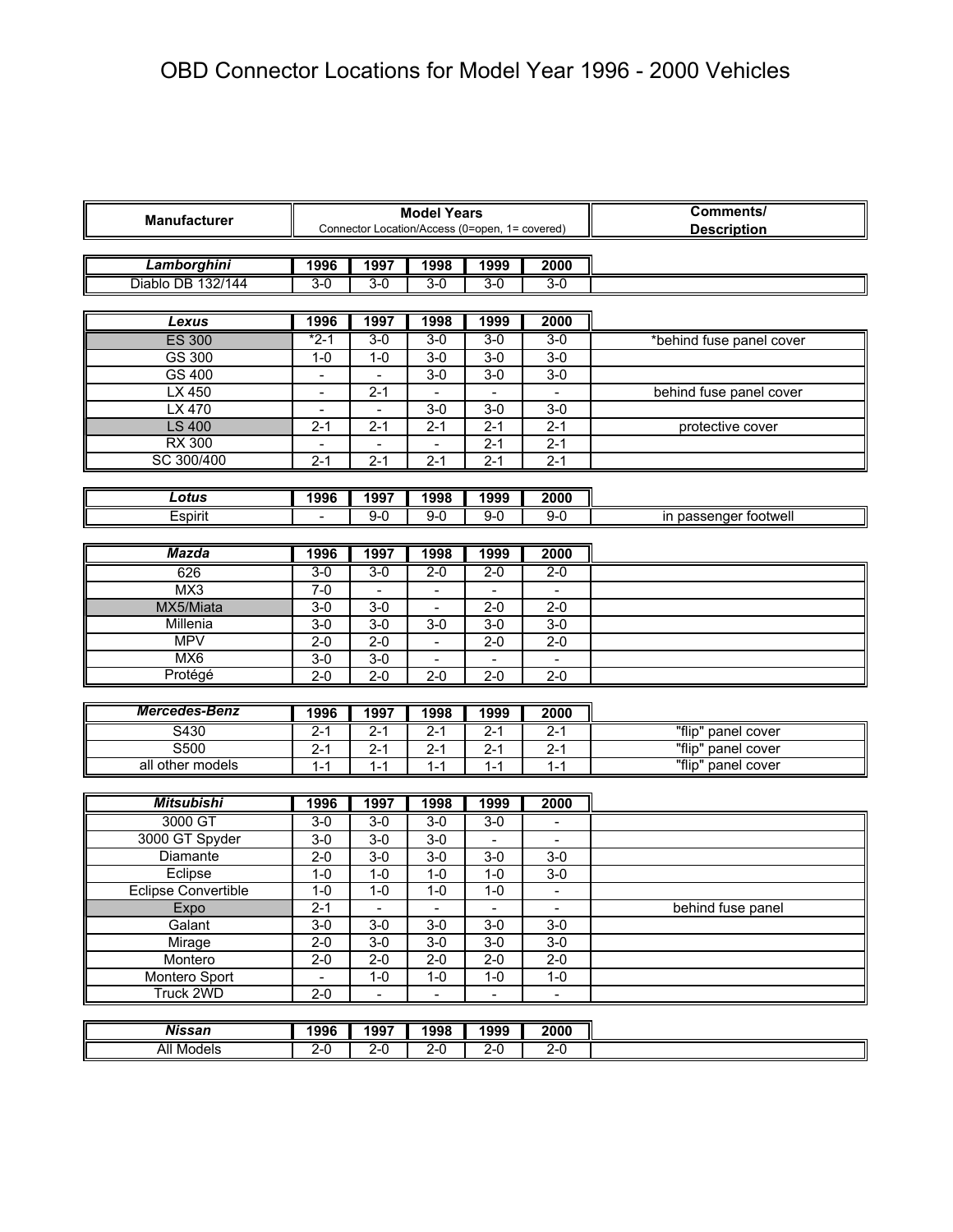# OBD Connector Locations for Model Year 1996 - 2000 Vehicles

| Manufacturer | Model Years<br>Connector Location/Access (0=open, 1= covered) | | | | | Comments/<br>Description |
|---|---|---|---|---|---|---|
| ***Lamborghini*** | **1996** | **1997** | **1998** | **1999** | **2000** | |
| Diablo DB 132/144 | 3-0 | 3-0 | 3-0 | 3-0 | 3-0 | |
| ***Lexus*** | **1996** | **1997** | **1998** | **1999** | **2000** | |
| ES 300 | *2-1 | 3-0 | 3-0 | 3-0 | 3-0 | *behind fuse panel cover |
| GS 300 | 1-0 | 1-0 | 3-0 | 3-0 | 3-0 | |
| GS 400 | - | - | 3-0 | 3-0 | 3-0 | |
| LX 450 | - | 2-1 | - | - | - | behind fuse panel cover |
| LX 470 | - | - | 3-0 | 3-0 | 3-0 | |
| LS 400 | 2-1 | 2-1 | 2-1 | 2-1 | 2-1 | protective cover |
| RX 300 | - | - | - | 2-1 | 2-1 | |
| SC 300/400 | 2-1 | 2-1 | 2-1 | 2-1 | 2-1 | |
| ***Lotus*** | **1996** | **1997** | **1998** | **1999** | **2000** | |
| Espirit | - | 9-0 | 9-0 | 9-0 | 9-0 | in passenger footwell |
| ***Mazda*** | **1996** | **1997** | **1998** | **1999** | **2000** | |
| 626 | 3-0 | 3-0 | 2-0 | 2-0 | 2-0 | |
| MX3 | 7-0 | - | - | - | - | |
| MX5/Miata | 3-0 | 3-0 | - | 2-0 | 2-0 | |
| Millenia | 3-0 | 3-0 | 3-0 | 3-0 | 3-0 | |
| MPV | 2-0 | 2-0 | - | 2-0 | 2-0 | |
| MX6 | 3-0 | 3-0 | - | - | - | |
| Protégé | 2-0 | 2-0 | 2-0 | 2-0 | 2-0 | |
| ***Mercedes-Benz*** | **1996** | **1997** | **1998** | **1999** | **2000** | |
| S430 | 2-1 | 2-1 | 2-1 | 2-1 | 2-1 | "flip" panel cover |
| S500 | 2-1 | 2-1 | 2-1 | 2-1 | 2-1 | "flip" panel cover |
| all other models | 1-1 | 1-1 | 1-1 | 1-1 | 1-1 | "flip" panel cover |
| ***Mitsubishi*** | **1996** | **1997** | **1998** | **1999** | **2000** | |
| 3000 GT | 3-0 | 3-0 | 3-0 | 3-0 | - | |
| 3000 GT Spyder | 3-0 | 3-0 | 3-0 | - | - | |
| Diamante | 2-0 | 3-0 | 3-0 | 3-0 | 3-0 | |
| Eclipse | 1-0 | 1-0 | 1-0 | 1-0 | 3-0 | |
| Eclipse Convertible | 1-0 | 1-0 | 1-0 | 1-0 | - | |
| Expo | 2-1 | - | - | - | - | behind fuse panel |
| Galant | 3-0 | 3-0 | 3-0 | 3-0 | 3-0 | |
| Mirage | 2-0 | 3-0 | 3-0 | 3-0 | 3-0 | |
| Montero | 2-0 | 2-0 | 2-0 | 2-0 | 2-0 | |
| Montero Sport | - | 1-0 | 1-0 | 1-0 | 1-0 | |
| Truck 2WD | 2-0 | - | - | - | - | |
| ***Nissan*** | **1996** | **1997** | **1998** | **1999** | **2000** | |
| All Models | 2-0 | 2-0 | 2-0 | 2-0 | 2-0 | |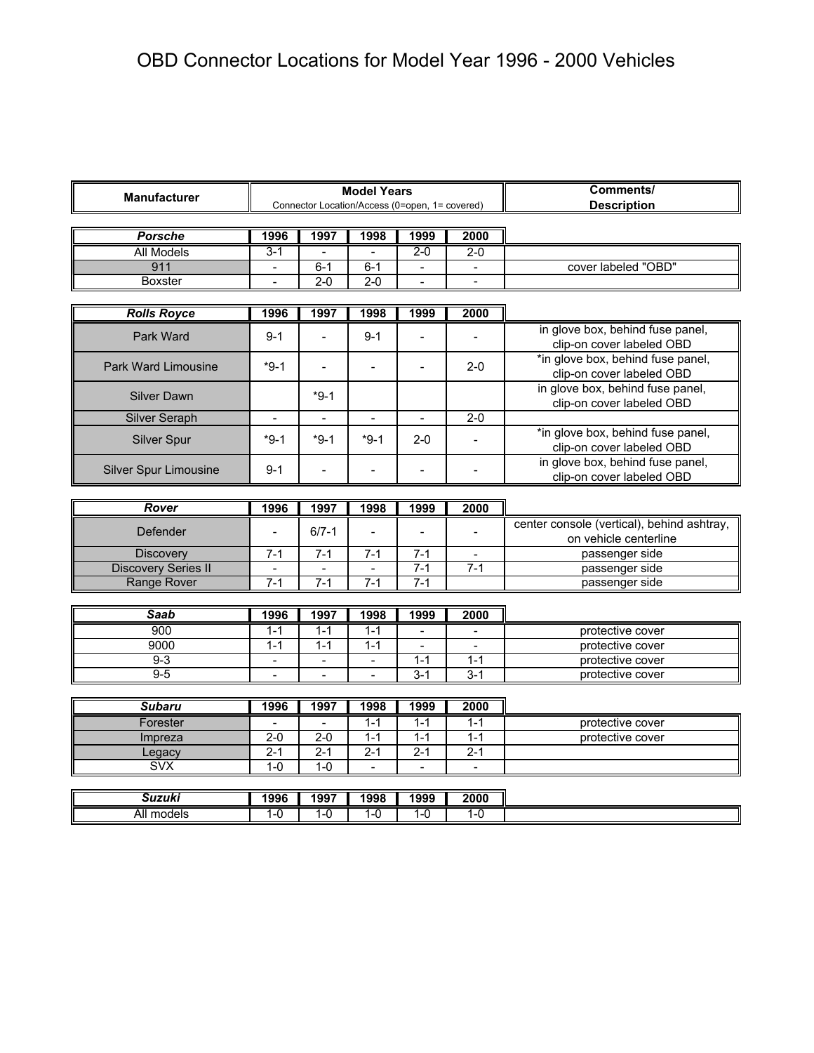# OBD Connector Locations for Model Year 1996 - 2000 Vehicles

| Manufacturer | Model Years<br>Connector Location/Access (0=open, 1= covered) | | | | | Comments/<br>Description |
|---|---|---|---|---|---|---|
| ***Porsche*** | **1996** | **1997** | **1998** | **1999** | **2000** | |
| All Models | 3-1 | - | - | 2-0 | 2-0 | |
| 911 | - | 6-1 | 6-1 | - | - | cover labeled "OBD" |
| Boxster | - | 2-0 | 2-0 | - | - | |
| ***Rolls Royce*** | **1996** | **1997** | **1998** | **1999** | **2000** | |
| Park Ward | 9-1 | - | 9-1 | - | - | in glove box, behind fuse panel, clip-on cover labeled OBD |
| Park Ward Limousine | *9-1 | - | - | - | 2-0 | *in glove box, behind fuse panel, clip-on cover labeled OBD |
| Silver Dawn | | *9-1 | | | | in glove box, behind fuse panel, clip-on cover labeled OBD |
| Silver Seraph | - | - | - | - | 2-0 | |
| Silver Spur | *9-1 | *9-1 | *9-1 | 2-0 | - | *in glove box, behind fuse panel, clip-on cover labeled OBD |
| Silver Spur Limousine | 9-1 | - | - | - | - | in glove box, behind fuse panel, clip-on cover labeled OBD |
| ***Rover*** | **1996** | **1997** | **1998** | **1999** | **2000** | |
| Defender | - | 6/7-1 | - | - | - | center console (vertical), behind ashtray, on vehicle centerline |
| Discovery | 7-1 | 7-1 | 7-1 | 7-1 | - | passenger side |
| Discovery Series II | - | - | - | 7-1 | 7-1 | passenger side |
| Range Rover | 7-1 | 7-1 | 7-1 | 7-1 | | passenger side |
| ***Saab*** | **1996** | **1997** | **1998** | **1999** | **2000** | |
| 900 | 1-1 | 1-1 | 1-1 | - | - | protective cover |
| 9000 | 1-1 | 1-1 | 1-1 | - | - | protective cover |
| 9-3 | - | - | - | 1-1 | 1-1 | protective cover |
| 9-5 | - | - | - | 3-1 | 3-1 | protective cover |
| ***Subaru*** | **1996** | **1997** | **1998** | **1999** | **2000** | |
| Forester | - | - | 1-1 | 1-1 | 1-1 | protective cover |
| Impreza | 2-0 | 2-0 | 1-1 | 1-1 | 1-1 | protective cover |
| Legacy | 2-1 | 2-1 | 2-1 | 2-1 | 2-1 | |
| SVX | 1-0 | 1-0 | - | - | - | |
| ***Suzuki*** | **1996** | **1997** | **1998** | **1999** | **2000** | |
| All models | 1-0 | 1-0 | 1-0 | 1-0 | 1-0 | |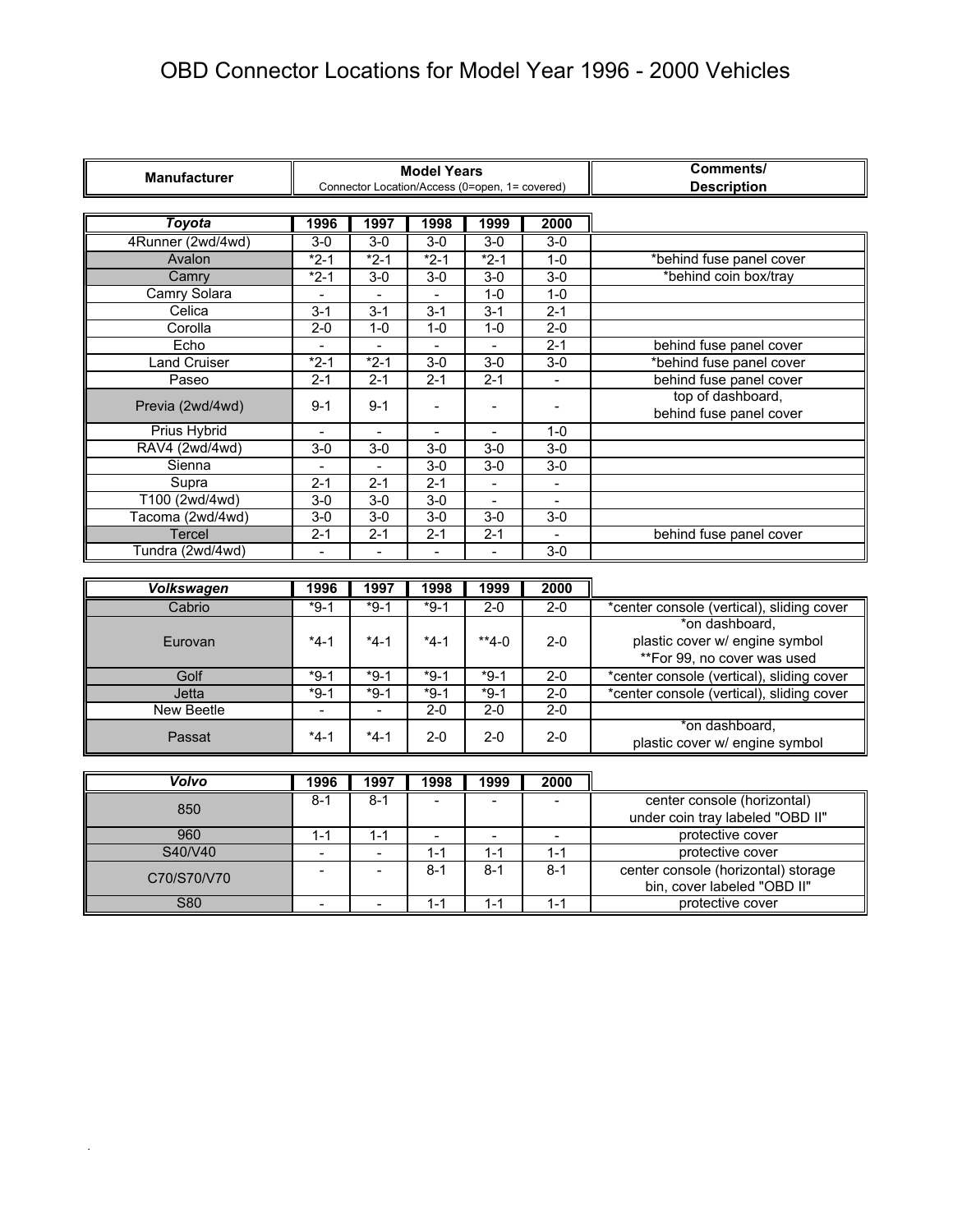# OBD Connector Locations for Model Year 1996 - 2000 Vehicles

| Manufacturer | Model Years<br>Connector Location/Access (0=open, 1= covered) | | | | | Comments/<br>Description |
|---|---|---|---|---|---|---|
| ***Toyota*** | **1996** | **1997** | **1998** | **1999** | **2000** | |
| 4Runner (2wd/4wd) | 3-0 | 3-0 | 3-0 | 3-0 | 3-0 | |
| Avalon | *2-1 | *2-1 | *2-1 | *2-1 | 1-0 | *behind fuse panel cover |
| Camry | *2-1 | 3-0 | 3-0 | 3-0 | 3-0 | *behind coin box/tray |
| Camry Solara | - | - | - | 1-0 | 1-0 | |
| Celica | 3-1 | 3-1 | 3-1 | 3-1 | 2-1 | |
| Corolla | 2-0 | 1-0 | 1-0 | 1-0 | 2-0 | |
| Echo | - | - | - | - | 2-1 | behind fuse panel cover |
| Land Cruiser | *2-1 | *2-1 | 3-0 | 3-0 | 3-0 | *behind fuse panel cover |
| Paseo | 2-1 | 2-1 | 2-1 | 2-1 | - | behind fuse panel cover |
| Previa (2wd/4wd) | 9-1 | 9-1 | - | - | - | top of dashboard,<br>behind fuse panel cover |
| Prius Hybrid | - | - | - | - | 1-0 | |
| RAV4 (2wd/4wd) | 3-0 | 3-0 | 3-0 | 3-0 | 3-0 | |
| Sienna | - | - | 3-0 | 3-0 | 3-0 | |
| Supra | 2-1 | 2-1 | 2-1 | - | - | |
| T100 (2wd/4wd) | 3-0 | 3-0 | 3-0 | - | - | |
| Tacoma (2wd/4wd) | 3-0 | 3-0 | 3-0 | 3-0 | 3-0 | |
| Tercel | 2-1 | 2-1 | 2-1 | 2-1 | - | behind fuse panel cover |
| Tundra (2wd/4wd) | - | - | - | - | 3-0 | |
| ***Volkswagen*** | **1996** | **1997** | **1998** | **1999** | **2000** | |
| Cabrio | *9-1 | *9-1 | *9-1 | 2-0 | 2-0 | *center console (vertical), sliding cover |
| Eurovan | *4-1 | *4-1 | *4-1 | **4-0 | 2-0 | *on dashboard,<br>plastic cover w/ engine symbol<br>**For 99, no cover was used |
| Golf | *9-1 | *9-1 | *9-1 | *9-1 | 2-0 | *center console (vertical), sliding cover |
| Jetta | *9-1 | *9-1 | *9-1 | *9-1 | 2-0 | *center console (vertical), sliding cover |
| New Beetle | - | - | 2-0 | 2-0 | 2-0 | |
| Passat | *4-1 | *4-1 | 2-0 | 2-0 | 2-0 | *on dashboard,<br>plastic cover w/ engine symbol |
| ***Volvo*** | **1996** | **1997** | **1998** | **1999** | **2000** | |
| 850 | 8-1 | 8-1 | - | - | - | center console (horizontal)<br>under coin tray labeled "OBD II" |
| 960 | 1-1 | 1-1 | - | - | - | protective cover |
| S40/V40 | - | - | 1-1 | 1-1 | 1-1 | protective cover |
| C70/S70/V70 | - | - | 8-1 | 8-1 | 8-1 | center console (horizontal) storage<br>bin, cover labeled "OBD II" |
| S80 | - | - | 1-1 | 1-1 | 1-1 | protective cover |